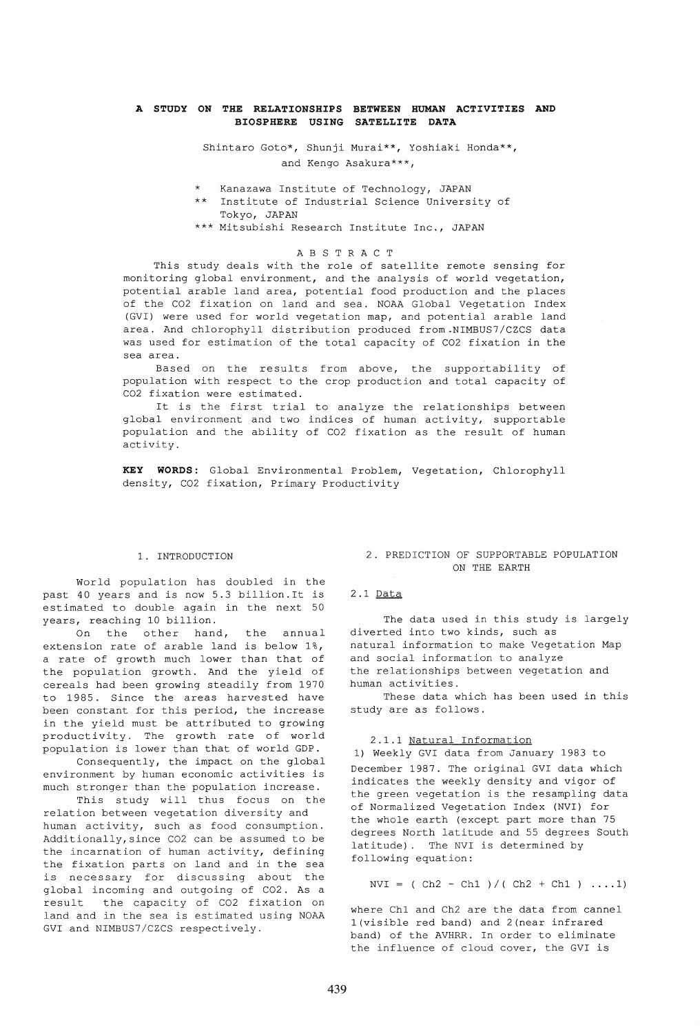# A STUDY ON THE RELATIONSHIPS BETWEEN HUMAN ACTIVITIES AND BIOSPHERE USING SATELLITE DATA

Shintaro Goto\*, Shunji Murai\*\*, Yoshiaki Honda\*\*, and Kengo Asakura\*\*\*,

\* Kanazawa Institute of Technology, JAPAN
\*\* Institute of Industrial Science University of Tokyo, JAPAN
\*\*\* Mitsubishi Research Institute Inc., JAPAN

## ABSTRACT

This study deals with the role of satellite remote sensing for monitoring global environment, and the analysis of world vegetation, potential arable land area, potential food production and the places of the CO2 fixation on land and sea. NOAA Global Vegetation Index (GVI) were used for world vegetation map, and potential arable land area. And chlorophyll distribution produced from NIMBUS7/CZCS data was used for estimation of the total capacity of CO2 fixation in the sea area.

Based on the results from above, the supportability of population with respect to the crop production and total capacity of CO2 fixation were estimated.

It is the first trial to analyze the relationships between global environment and two indices of human activity, supportable population and the ability of CO2 fixation as the result of human activity.

**KEY WORDS:** Global Environmental Problem, Vegetation, Chlorophyll density, CO2 fixation, Primary Productivity

## 1. INTRODUCTION

World population has doubled in the past 40 years and is now 5.3 billion. It is estimated to double again in the next 50 years, reaching 10 billion.

On the other hand, the annual extension rate of arable land is below 1%, a rate of growth much lower than that of the population growth. And the yield of cereals had been growing steadily from 1970 to 1985. Since the areas harvested have been constant for this period, the increase in the yield must be attributed to growing productivity. The growth rate of world population is lower than that of world GDP.

Consequently, the impact on the global environment by human economic activities is much stronger than the population increase.

This study will thus focus on the relation between vegetation diversity and human activity, such as food consumption. Additionally, since CO2 can be assumed to be the incarnation of human activity, defining the fixation parts on land and in the sea is necessary for discussing about the global incoming and outgoing of CO2. As a result the capacity of CO2 fixation on land and in the sea is estimated using NOAA GVI and NIMBUS7/CZCS respectively.

## 2. PREDICTION OF SUPPORTABLE POPULATION ON THE EARTH

### 2.1 Data

The data used in this study is largely diverted into two kinds, such as natural information to make Vegetation Map and social information to analyze the relationships between vegetation and human activities.

These data which has been used in this study are as follows.

#### 2.1.1 Natural Information

1) Weekly GVI data from January 1983 to December 1987. The original GVI data which indicates the weekly density and vigor of the green vegetation is the resampling data of Normalized Vegetation Index (NVI) for the whole earth (except part more than 75 degrees North latitude and 55 degrees South latitude). The NVI is determined by following equation:

$$NVI = ( Ch2 - Ch1 )/( Ch2 + Ch1 ) \quad ....1)$$

where Ch1 and Ch2 are the data from cannel 1 (visible red band) and 2 (near infrared band) of the AVHRR. In order to eliminate the influence of cloud cover, the GVI is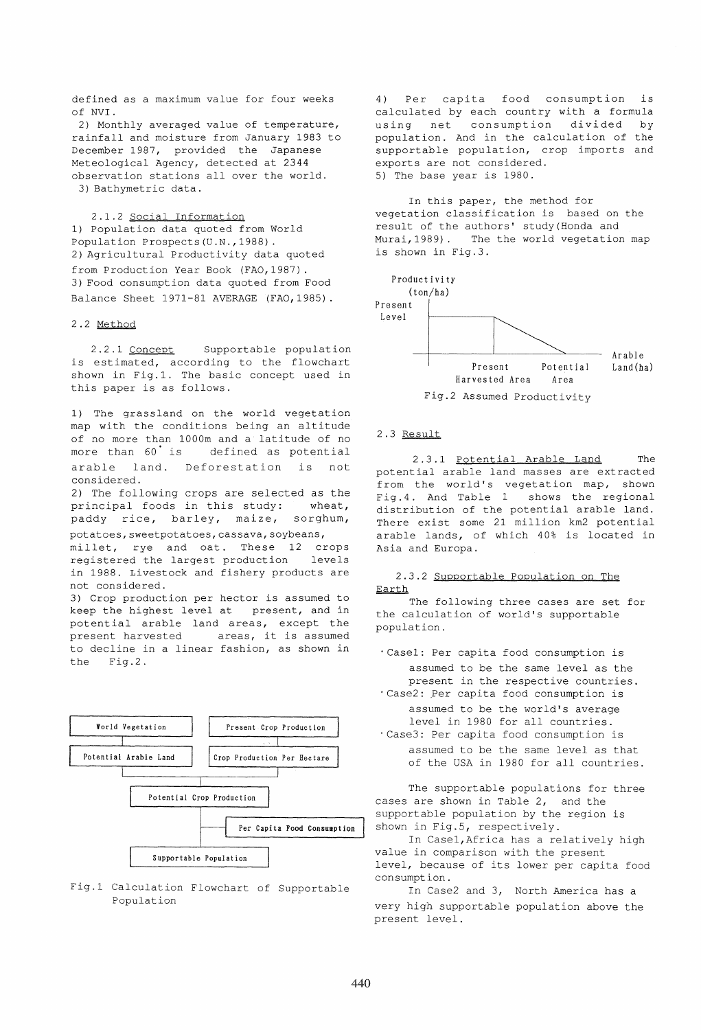defined as a maximum value for four weeks of NVI.

2) Monthly averaged value of temperature, rainfall and moisture from January 1983 to December 1987, provided the Japanese Meteological Agency, detected at 2344 observation stations all over the world.

3) Bathymetric data.

#### 2.1.2 Social Information

1) Population data quoted from World Population Prospects(U.N.,1988).

2) Agricultural Productivity data quoted from Production Year Book (FAO,1987).

3) Food consumption data quoted from Food Balance Sheet 1971-81 AVERAGE (FAO,1985).

### 2.2 Method

#### 2.2.1 Concept

Supportable population is estimated, according to the flowchart shown in Fig.1. The basic concept used in this paper is as follows.

1) The grassland on the world vegetation map with the conditions being an altitude of no more than 1000m and a latitude of no more than 60° is defined as potential arable land. Deforestation is not considered.

2) The following crops are selected as the principal foods in this study: wheat, paddy rice, barley, maize, sorghum, potatoes, sweetpotatoes, cassava, soybeans, millet, rye and oat. These 12 crops registered the largest production levels in 1988. Livestock and fishery products are not considered.

3) Crop production per hector is assumed to keep the highest level at present, and in potential arable land areas, except the present harvested areas, it is assumed to decline in a linear fashion, as shown in the Fig.2.

World Vegetation | Present Crop Production | Potential Arable Land | Crop Production Per Hectare | Potential Crop Production | Per Capita Food Consumption | Supportable Population

Fig.1 Calculation Flowchart of Supportable Population

4) Per capita food consumption is calculated by each country with a formula using net consumption divided by population. And in the calculation of the supportable population, crop imports and exports are not considered.

5) The base year is 1980.

In this paper, the method for vegetation classification is based on the result of the authors' study(Honda and Murai,1989). The the world vegetation map is shown in Fig.3.

Productivity (ton/ha) | Present Level | Present Harvested Area | Potential Area | Arable Land(ha)

Fig.2 Assumed Productivity

### 2.3 Result

#### 2.3.1 Potential Arable Land

The potential arable land masses are extracted from the world's vegetation map, shown Fig.4. And Table 1 shows the regional distribution of the potential arable land. There exist some 21 million km2 potential arable lands, of which 40% is located in Asia and Europa.

#### 2.3.2 Supportable Population on The Earth

The following three cases are set for the calculation of world's supportable population.

- Case1: Per capita food consumption is assumed to be the same level as the present in the respective countries.
- Case2: Per capita food consumption is assumed to be the world's average level in 1980 for all countries.
- Case3: Per capita food consumption is assumed to be the same level as that of the USA in 1980 for all countries.

The supportable populations for three cases are shown in Table 2, and the supportable population by the region is shown in Fig.5, respectively.

In Case1, Africa has a relatively high value in comparison with the present level, because of its lower per capita food consumption.

In Case2 and 3, North America has a very high supportable population above the present level.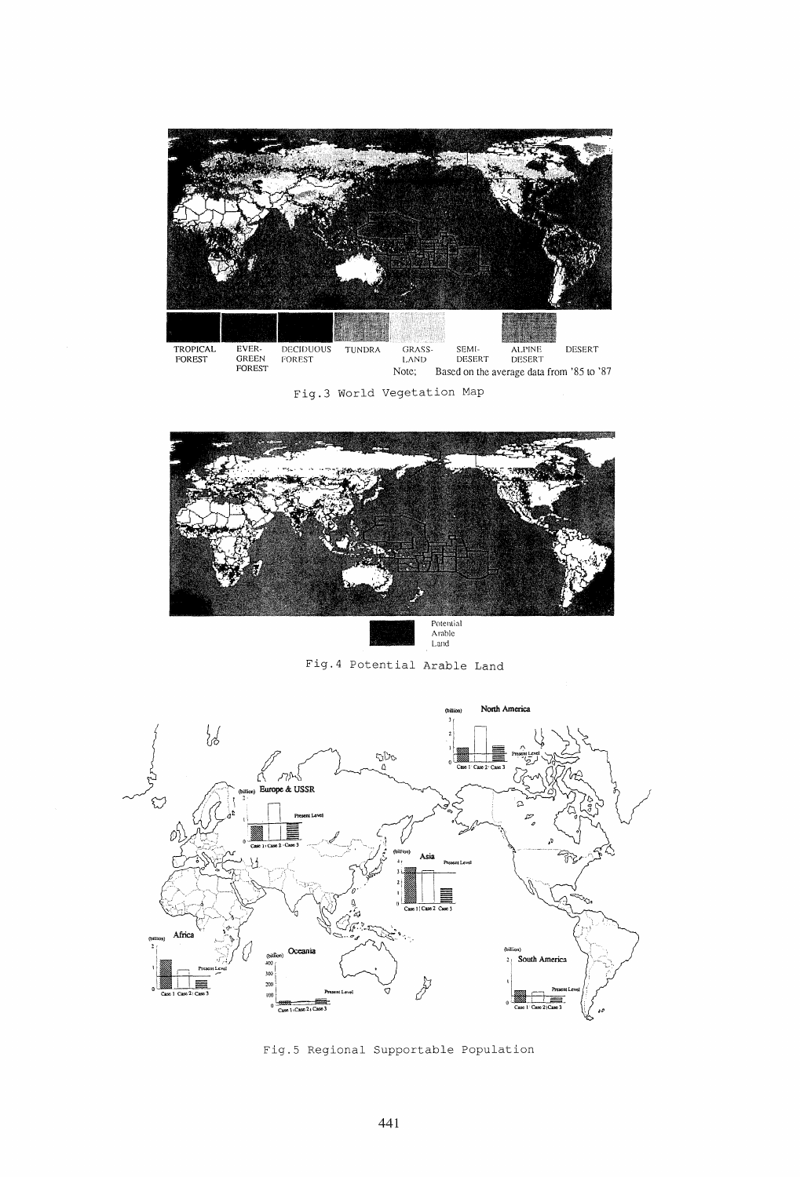TROPICAL FOREST | EVER-GREEN FOREST | DECIDUOUS FOREST | TUNDRA | GRASS-LAND | SEMI-DESERT | ALPINE DESERT | DESERT

Note; Based on the average data from '85 to '87

Fig.3 World Vegetation Map

Potential Arable Land

Fig.4 Potential Arable Land

Fig.5 Regional Supportable Population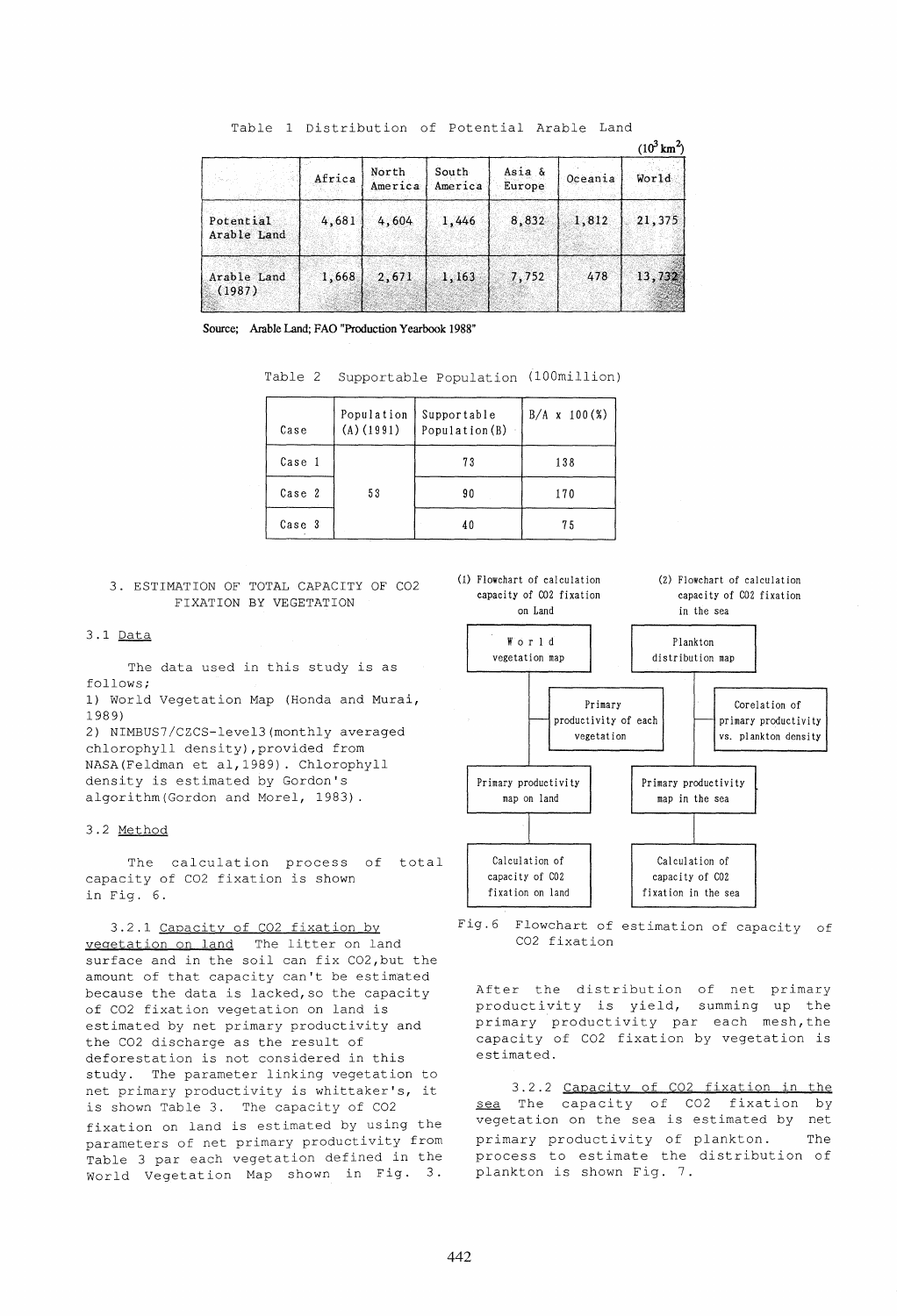Table 1 Distribution of Potential Arable Land

($10^3 km^2$)

| | Africa | North America | South America | Asia & Europe | Oceania | World |
|---|---|---|---|---|---|---|
| Potential Arable Land | 4,681 | 4,604 | 1,446 | 8,832 | 1,812 | 21,375 |
| Arable Land (1987) | 1,668 | 2,671 | 1,163 | 7,752 | 478 | 13,732 |

Source; Arable Land; FAO "Production Yearbook 1988"

Table 2 Supportable Population (100million)

| Case | Population (A)(1991) | Supportable Population(B) | B/A x 100(%) |
|---|---|---|---|
| Case 1 | 53 | 73 | 138 |
| Case 2 | | 90 | 170 |
| Case 3 | | 40 | 75 |

## 3. ESTIMATION OF TOTAL CAPACITY OF CO2 FIXATION BY VEGETATION

### 3.1 Data

The data used in this study is as follows;

1) World Vegetation Map (Honda and Murai, 1989)
2) NIMBUS7/CZCS-level3(monthly averaged chlorophyll density),provided from NASA(Feldman et al,1989). Chlorophyll density is estimated by Gordon's algorithm(Gordon and Morel, 1983).

### 3.2 Method

The calculation process of total capacity of CO2 fixation is shown in Fig. 6.

3.2.1 Capacity of CO2 fixation by vegetation on land The litter on land surface and in the soil can fix CO2,but the amount of that capacity can't be estimated because the data is lacked,so the capacity of CO2 fixation vegetation on land is estimated by net primary productivity and the CO2 discharge as the result of deforestation is not considered in this study. The parameter linking vegetation to net primary productivity is whittaker's, it is shown Table 3. The capacity of CO2 fixation on land is estimated by using the parameters of net primary productivity from Table 3 par each vegetation defined in the World Vegetation Map shown in Fig. 3.

(1) Flowchart of calculation capacity of CO2 fixation on Land

World vegetation map → Primary productivity of each vegetation → Primary productivity map on land → Calculation of capacity of CO2 fixation on land

(2) Flowchart of calculation capacity of CO2 fixation in the sea

Plankton distribution map → Corelation of primary productivity vs. plankton density → Primary productivity map in the sea → Calculation of capacity of CO2 fixation in the sea

Fig.6 Flowchart of estimation of capacity of CO2 fixation

After the distribution of net primary productivity is yield, summing up the primary productivity par each mesh,the capacity of CO2 fixation by vegetation is estimated.

3.2.2 Capacity of CO2 fixation in the sea The capacity of CO2 fixation by vegetation on the sea is estimated by net primary productivity of plankton. The process to estimate the distribution of plankton is shown Fig. 7.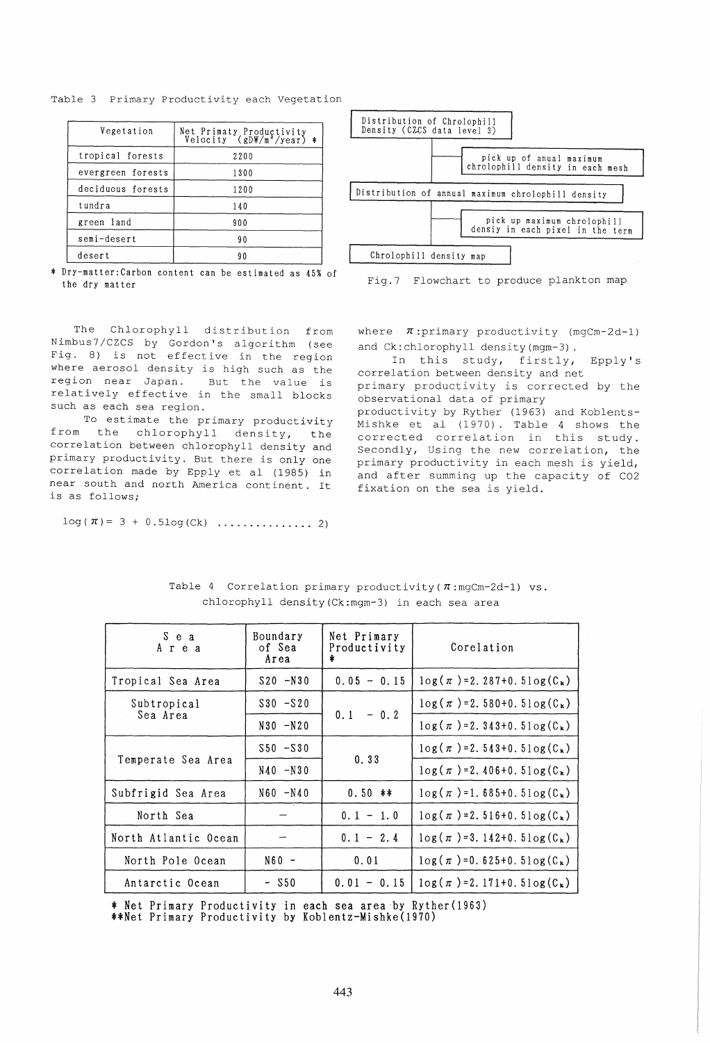Table 3 Primary Productivity each Vegetation

| Vegetation | Net Primaty Productivity Velocity ($gDW/m^2/year$) * |
|---|---|
| tropical forests | 2200 |
| evergreen forests | 1300 |
| deciduous forests | 1200 |
| tundra | 140 |
| green land | 900 |
| semi-desert | 90 |
| desert | 90 |

* Dry-matter:Carbon content can be estimated as 45% of the dry matter

```
Distribution of Chrolophill Density (CZCS data level 3)
    └── pick up of anual maximum chrolophill density in each mesh
Distribution of annual maximum chrolophill density
    └── pick up maximum chrolophill densiy in each pixel in the term
Chrolophill density map
```

Fig.7 Flowchart to produce plankton map

The Chlorophyll distribution from Nimbus7/CZCS by Gordon's algorithm (see Fig. 8) is not effective in the region where aerosol density is high such as the region near Japan. But the value is relatively effective in the small blocks such as each sea region.

To estimate the primary productivity from the chlorophyll density, the correlation between chlorophyll density and primary productivity. But there is only one correlation made by Epply et al (1985) in near south and north America continent. It is as follows;

$$\log(\pi) = 3 + 0.5\log(C_k) \quad \ldots\ldots\ldots\ldots\ldots 2)$$

where $\pi$:primary productivity ($mgCm^{-2}d^{-1}$) and Ck:chlorophyll density($mgm^{-3}$).

In this study, firstly, Epply's correlation between density and net primary productivity is corrected by the observational data of primary productivity by Ryther (1963) and Koblents-Mishke et al (1970). Table 4 shows the corrected correlation in this study. Secondly, Using the new correlation, the primary productivity in each mesh is yield, and after summing up the capacity of $CO_2$ fixation on the sea is yield.

Table 4 Correlation primary productivity($\pi$:$mgCm^{-2}d^{-1}$) vs. chlorophyll density($C_k$:$mgm^{-3}$) in each sea area

| Sea Area | Boundary of Sea Area | Net Primary Productivity * | Corelation |
|---|---|---|---|
| Tropical Sea Area | S20 -N30 | 0.05 - 0.15 | $\log(\pi)=2.287+0.5\log(C_k)$ |
| Subtropical Sea Area | S30 -S20 | 0.1 - 0.2 | $\log(\pi)=2.580+0.5\log(C_k)$ |
| | N30 -N20 | | $\log(\pi)=2.343+0.5\log(C_k)$ |
| Temperate Sea Area | S50 -S30 | 0.33 | $\log(\pi)=2.543+0.5\log(C_k)$ |
| | N40 -N30 | | $\log(\pi)=2.406+0.5\log(C_k)$ |
| Subfrigid Sea Area | N60 -N40 | 0.50 ** | $\log(\pi)=1.685+0.5\log(C_k)$ |
| North Sea | — | 0.1 - 1.0 | $\log(\pi)=2.516+0.5\log(C_k)$ |
| North Atlantic Ocean | — | 0.1 - 2.4 | $\log(\pi)=3.142+0.5\log(C_k)$ |
| North Pole Ocean | N60 - | 0.01 | $\log(\pi)=0.625+0.5\log(C_k)$ |
| Antarctic Ocean | - S50 | 0.01 - 0.15 | $\log(\pi)=2.171+0.5\log(C_k)$ |

* Net Primary Productivity in each sea area by Ryther(1963)
**Net Primary Productivity by Koblentz-Mishke(1970)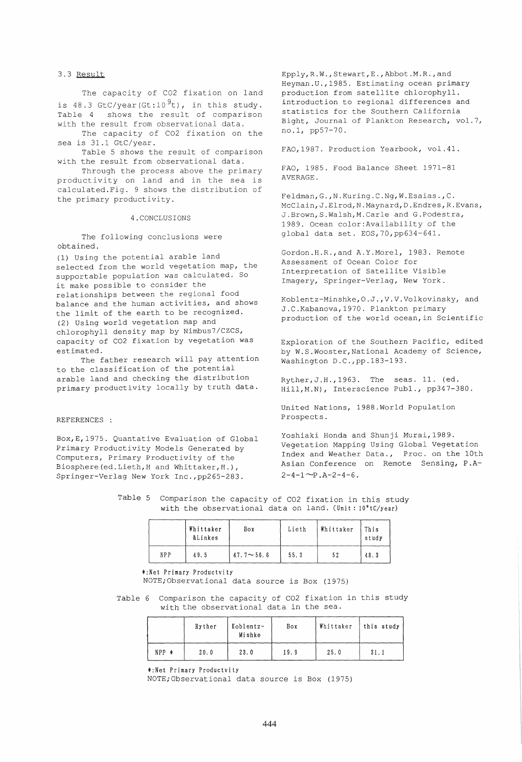### 3.3 Result

The capacity of CO2 fixation on land is 48.3 GtC/year(Gt:$10^9$t), in this study. Table 4 shows the result of comparison with the result from observational data.

The capacity of CO2 fixation on the sea is 31.1 GtC/year.

Table 5 shows the result of comparison with the result from observational data.

Through the process above the primary productivity on land and in the sea is calculated.Fig. 9 shows the distribution of the primary productivity.

## 4.CONCLUSIONS

The following conclusions were obtained.

(1) Using the potential arable land selected from the world vegetation map, the supportable population was calculated. So it make possible to consider the relationships between the regional food balance and the human activities, and shows the limit of the earth to be recognized.

(2) Using world vegetation map and chlorophyll density map by Nimbus7/CZCS, capacity of CO2 fixation by vegetation was estimated.

The father research will pay attention to the classification of the potential arable land and checking the distribution primary productivity locally by truth data.

REFERENCES :

Box,E,1975. Quantative Evaluation of Global Primary Productivity Models Generated by Computers, Primary Productivity of the Biosphere(ed.Lieth,H and Whittaker,H.), Springer-Verlag New York Inc.,pp265-283.

Epply,R.W.,Stewart,E.,Abbot.M.R.,and Heyman.U.,1985. Estimating ocean primary production from satellite chlorophyll. introduction to regional differences and statistics for the Southern California Bight, Journal of Plankton Research, vol.7, no.1, pp57-70.

FAO,1987. Production Yearbook, vol.41.

FAO, 1985. Food Balance Sheet 1971-81 AVERAGE.

Feldman,G.,N.Kuring.C.Ng,W.Esaias.,C. McClain,J.Elrod,N.Maynard,D.Endres,R.Evans, J.Brown,S.Walsh,M.Carle and G.Podestra, 1989. Ocean color:Availability of the global data set. EOS,70,pp634-641.

Gordon.H.R.,and A.Y.Morel, 1983. Remote Assessment of Ocean Color for Interpretation of Satellite Visible Imagery, Springer-Verlag, New York.

Koblentz-Minshke,O.J.,V.V.Volkovinsky, and J.C.Kabanova,1970. Plankton primary production of the world ocean,in Scientific Exploration of the Southern Pacific, edited by W.S.Wooster,National Academy of Science, Washington D.C.,pp.183-193.

Ryther,J.H.,1963. The seas. 11. (ed. Hill,M.N), Interscience Publ., pp347-380.

United Nations, 1988.World Population Prospects.

Yoshiaki Honda and Shunji Murai,1989. Vegetation Mapping Using Global Vegetation Index and Weather Data., Proc. on the 10th Asian Conference on Remote Sensing, P.A-2-4-1~P.A-2-4-6.

Table 5 Comparison the capacity of CO2 fixation in this study with the observational data on land. (Unit: $10^9$tC/year)

| | Whittaker &Linkes | Box | Lieth | Whittaker | This study |
|---|---|---|---|---|---|
| NPP | 49.5 | 47.7~56.6 | 55.3 | 52 | 48.3 |

*:Net Primary Productvity
NOTE;Observational data source is Box (1975)

Table 6 Comparison the capacity of CO2 fixation in this study with the observational data in the sea.

| | Ryther | Koblentz-Mishke | Box | Whittaker | this study |
|---|---|---|---|---|---|
| NPP * | 20.0 | 23.0 | 19.9 | 25.0 | 31.1 |

*:Net Primary Productvity
NOTE;Observational data source is Box (1975)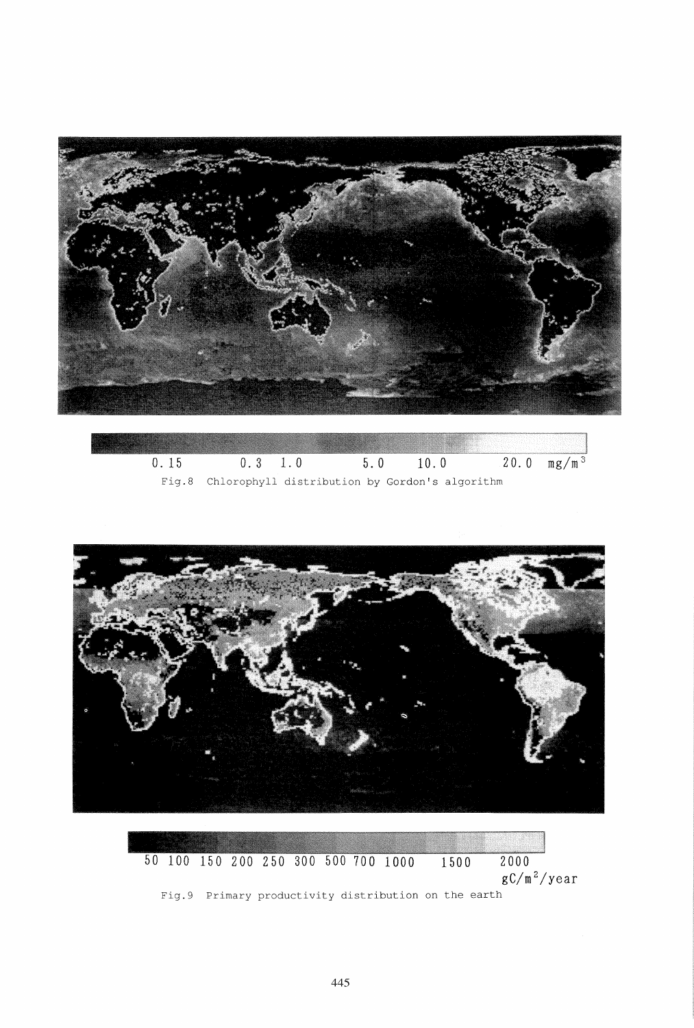0.15 0.3 1.0 5.0 10.0 20.0 mg/m$^3$

Fig.8 Chlorophyll distribution by Gordon's algorithm

50 100 150 200 250 300 500 700 1000 1500 2000
gC/m$^2$/year

Fig.9 Primary productivity distribution on the earth